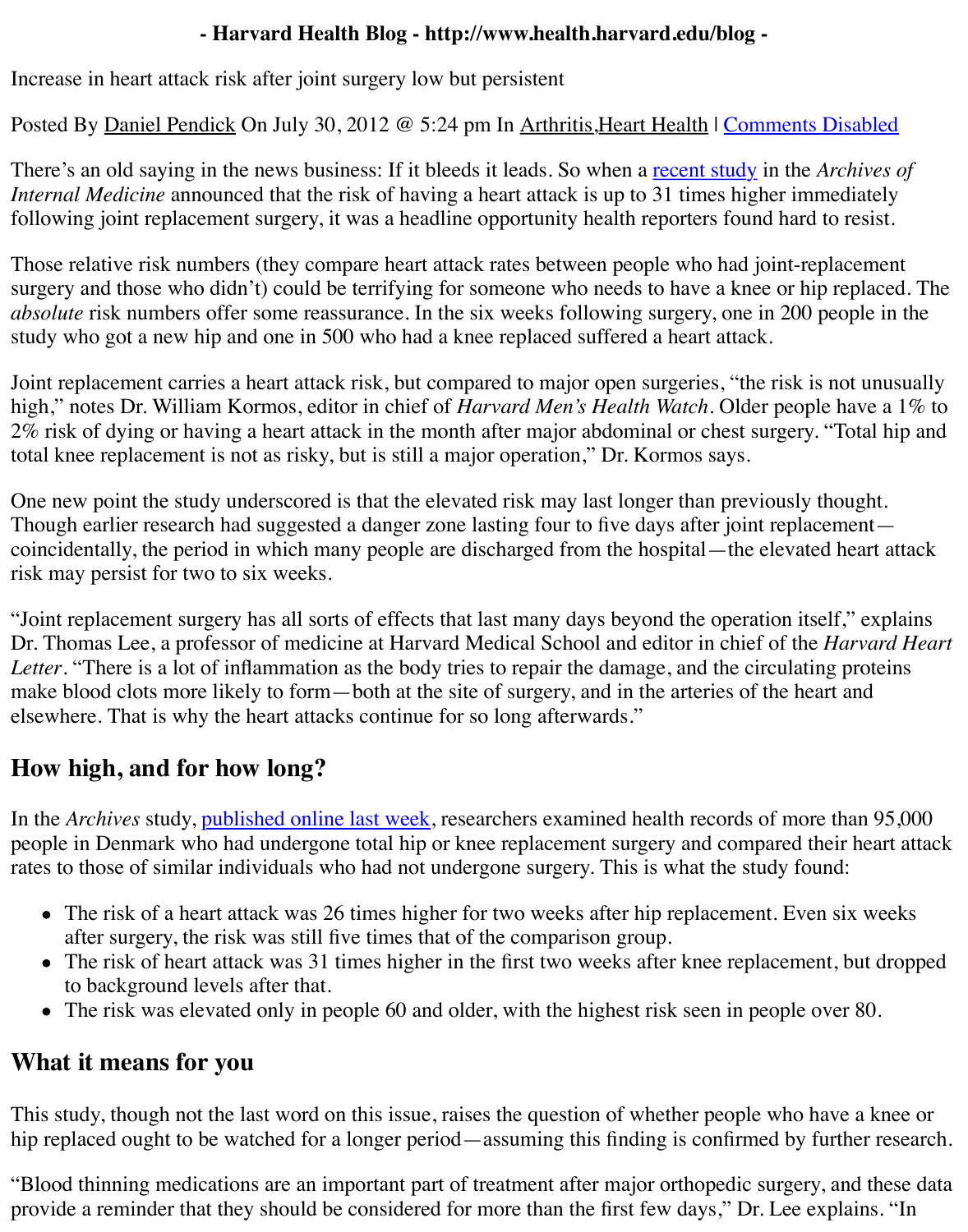- Harvard Health Blog - http://www.health.harvard.edu/blog -

Increase in heart attack risk after joint surgery low but persistent

Posted By Daniel Pendick On July 30, 2012 @ 5:24 pm In Arthritis,Heart Health | Comments Disabled

There's an old saying in the news business: If it bleeds it leads. So when a recent study in the *Archives of Internal Medicine* announced that the risk of having a heart attack is up to 31 times higher immediately following joint replacement surgery, it was a headline opportunity health reporters found hard to resist.

Those relative risk numbers (they compare heart attack rates between people who had joint-replacement surgery and those who didn't) could be terrifying for someone who needs to have a knee or hip replaced. The *absolute* risk numbers offer some reassurance. In the six weeks following surgery, one in 200 people in the study who got a new hip and one in 500 who had a knee replaced suffered a heart attack.

Joint replacement carries a heart attack risk, but compared to major open surgeries, "the risk is not unusually high," notes Dr. William Kormos, editor in chief of *Harvard Men's Health Watch*. Older people have a 1% to 2% risk of dying or having a heart attack in the month after major abdominal or chest surgery. "Total hip and total knee replacement is not as risky, but is still a major operation," Dr. Kormos says.

One new point the study underscored is that the elevated risk may last longer than previously thought. Though earlier research had suggested a danger zone lasting four to five days after joint replacement—coincidentally, the period in which many people are discharged from the hospital—the elevated heart attack risk may persist for two to six weeks.

"Joint replacement surgery has all sorts of effects that last many days beyond the operation itself," explains Dr. Thomas Lee, a professor of medicine at Harvard Medical School and editor in chief of the *Harvard Heart Letter*. "There is a lot of inflammation as the body tries to repair the damage, and the circulating proteins make blood clots more likely to form—both at the site of surgery, and in the arteries of the heart and elsewhere. That is why the heart attacks continue for so long afterwards."

## How high, and for how long?

In the *Archives* study, published online last week, researchers examined health records of more than 95,000 people in Denmark who had undergone total hip or knee replacement surgery and compared their heart attack rates to those of similar individuals who had not undergone surgery. This is what the study found:

- The risk of a heart attack was 26 times higher for two weeks after hip replacement. Even six weeks after surgery, the risk was still five times that of the comparison group.
- The risk of heart attack was 31 times higher in the first two weeks after knee replacement, but dropped to background levels after that.
- The risk was elevated only in people 60 and older, with the highest risk seen in people over 80.

## What it means for you

This study, though not the last word on this issue, raises the question of whether people who have a knee or hip replaced ought to be watched for a longer period—assuming this finding is confirmed by further research.

"Blood thinning medications are an important part of treatment after major orthopedic surgery, and these data provide a reminder that they should be considered for more than the first few days," Dr. Lee explains. "In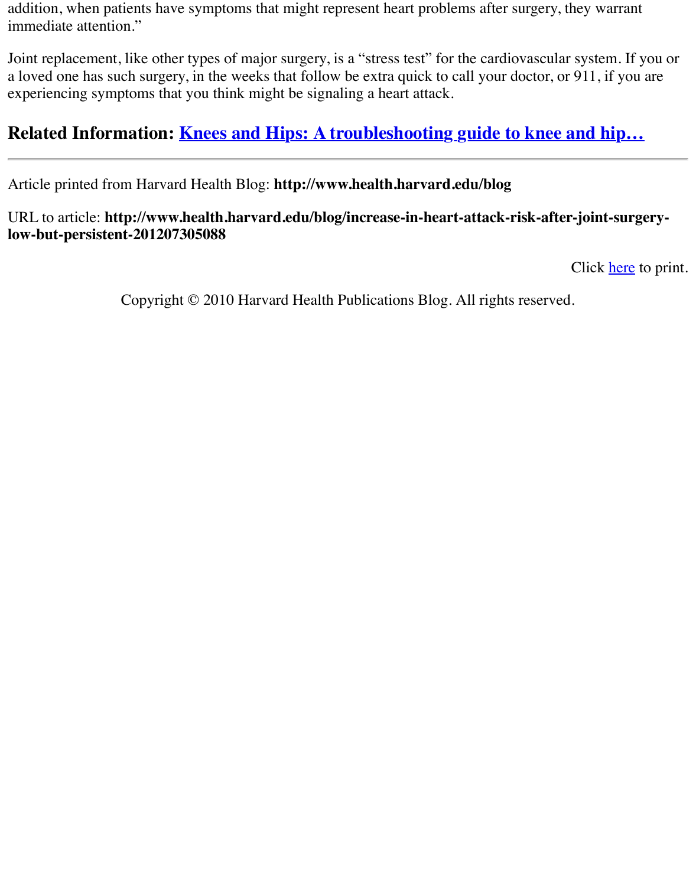addition, when patients have symptoms that might represent heart problems after surgery, they warrant immediate attention."

Joint replacement, like other types of major surgery, is a "stress test" for the cardiovascular system. If you or a loved one has such surgery, in the weeks that follow be extra quick to call your doctor, or 911, if you are experiencing symptoms that you think might be signaling a heart attack.

## Related Information: Knees and Hips: A troubleshooting guide to knee and hip…

---

Article printed from Harvard Health Blog: **http://www.health.harvard.edu/blog**

URL to article: **http://www.health.harvard.edu/blog/increase-in-heart-attack-risk-after-joint-surgery-low-but-persistent-201207305088**

Click here to print.

Copyright © 2010 Harvard Health Publications Blog. All rights reserved.